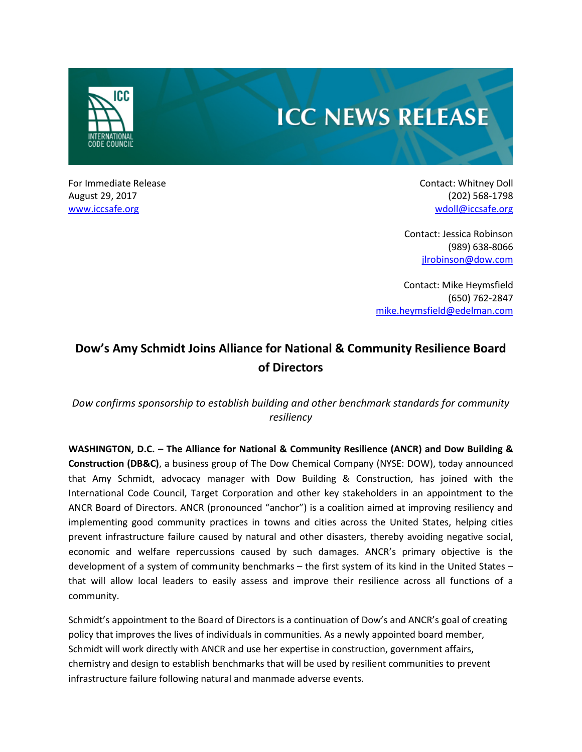# ICC NEWS RELEASE

For Immediate Release
August 29, 2017
www.iccsafe.org

Contact: Whitney Doll
(202) 568-1798
wdoll@iccsafe.org

Contact: Jessica Robinson
(989) 638-8066
jlrobinson@dow.com

Contact: Mike Heymsfield
(650) 762-2847
mike.heymsfield@edelman.com

## Dow's Amy Schmidt Joins Alliance for National & Community Resilience Board of Directors

*Dow confirms sponsorship to establish building and other benchmark standards for community resiliency*

**WASHINGTON, D.C. – The Alliance for National & Community Resilience (ANCR) and Dow Building & Construction (DB&C)**, a business group of The Dow Chemical Company (NYSE: DOW), today announced that Amy Schmidt, advocacy manager with Dow Building & Construction, has joined with the International Code Council, Target Corporation and other key stakeholders in an appointment to the ANCR Board of Directors. ANCR (pronounced "anchor") is a coalition aimed at improving resiliency and implementing good community practices in towns and cities across the United States, helping cities prevent infrastructure failure caused by natural and other disasters, thereby avoiding negative social, economic and welfare repercussions caused by such damages. ANCR's primary objective is the development of a system of community benchmarks – the first system of its kind in the United States – that will allow local leaders to easily assess and improve their resilience across all functions of a community.

Schmidt's appointment to the Board of Directors is a continuation of Dow's and ANCR's goal of creating policy that improves the lives of individuals in communities. As a newly appointed board member, Schmidt will work directly with ANCR and use her expertise in construction, government affairs, chemistry and design to establish benchmarks that will be used by resilient communities to prevent infrastructure failure following natural and manmade adverse events.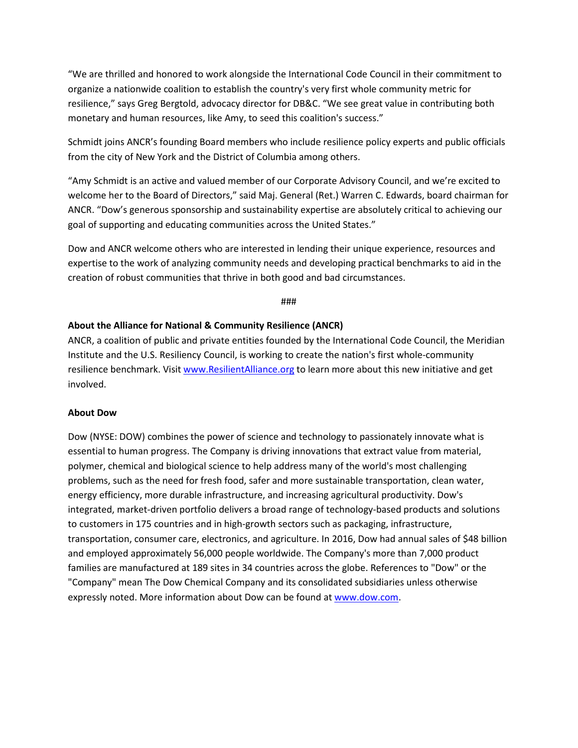"We are thrilled and honored to work alongside the International Code Council in their commitment to organize a nationwide coalition to establish the country's very first whole community metric for resilience," says Greg Bergtold, advocacy director for DB&C. "We see great value in contributing both monetary and human resources, like Amy, to seed this coalition's success."

Schmidt joins ANCR's founding Board members who include resilience policy experts and public officials from the city of New York and the District of Columbia among others.

"Amy Schmidt is an active and valued member of our Corporate Advisory Council, and we're excited to welcome her to the Board of Directors," said Maj. General (Ret.) Warren C. Edwards, board chairman for ANCR. "Dow's generous sponsorship and sustainability expertise are absolutely critical to achieving our goal of supporting and educating communities across the United States."

Dow and ANCR welcome others who are interested in lending their unique experience, resources and expertise to the work of analyzing community needs and developing practical benchmarks to aid in the creation of robust communities that thrive in both good and bad circumstances.

###

**About the Alliance for National & Community Resilience (ANCR)**
ANCR, a coalition of public and private entities founded by the International Code Council, the Meridian Institute and the U.S. Resiliency Council, is working to create the nation's first whole-community resilience benchmark. Visit [www.ResilientAlliance.org](http://www.ResilientAlliance.org) to learn more about this new initiative and get involved.

**About Dow**

Dow (NYSE: DOW) combines the power of science and technology to passionately innovate what is essential to human progress. The Company is driving innovations that extract value from material, polymer, chemical and biological science to help address many of the world's most challenging problems, such as the need for fresh food, safer and more sustainable transportation, clean water, energy efficiency, more durable infrastructure, and increasing agricultural productivity. Dow's integrated, market-driven portfolio delivers a broad range of technology-based products and solutions to customers in 175 countries and in high-growth sectors such as packaging, infrastructure, transportation, consumer care, electronics, and agriculture. In 2016, Dow had annual sales of $48 billion and employed approximately 56,000 people worldwide. The Company's more than 7,000 product families are manufactured at 189 sites in 34 countries across the globe. References to "Dow" or the "Company" mean The Dow Chemical Company and its consolidated subsidiaries unless otherwise expressly noted. More information about Dow can be found at [www.dow.com](http://www.dow.com).